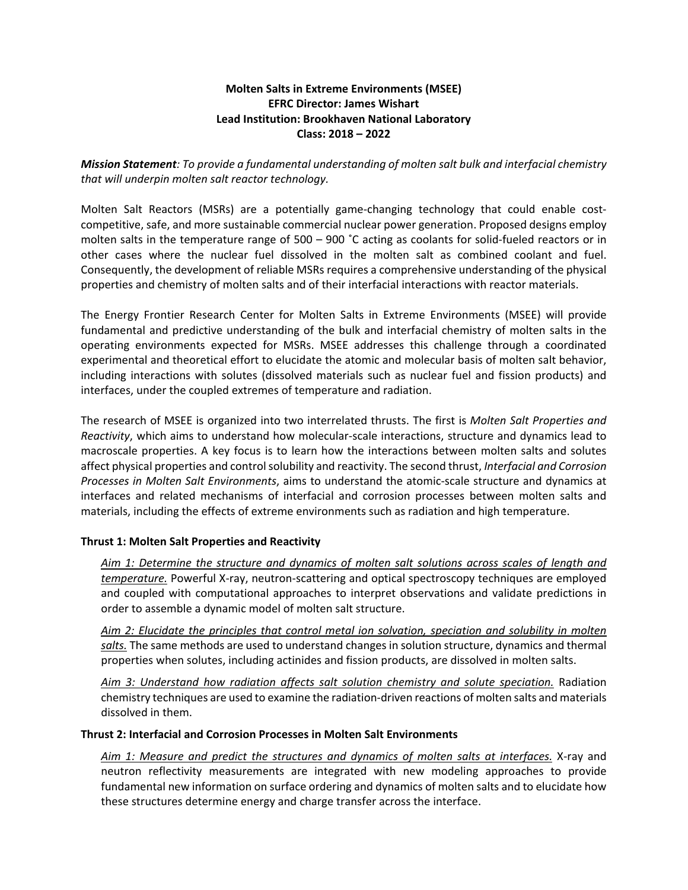**Molten Salts in Extreme Environments (MSEE)**
**EFRC Director: James Wishart**
**Lead Institution: Brookhaven National Laboratory**
**Class: 2018 – 2022**

***Mission Statement**: To provide a fundamental understanding of molten salt bulk and interfacial chemistry that will underpin molten salt reactor technology.*

Molten Salt Reactors (MSRs) are a potentially game-changing technology that could enable cost-competitive, safe, and more sustainable commercial nuclear power generation. Proposed designs employ molten salts in the temperature range of 500 – 900 ˚C acting as coolants for solid-fueled reactors or in other cases where the nuclear fuel dissolved in the molten salt as combined coolant and fuel. Consequently, the development of reliable MSRs requires a comprehensive understanding of the physical properties and chemistry of molten salts and of their interfacial interactions with reactor materials.

The Energy Frontier Research Center for Molten Salts in Extreme Environments (MSEE) will provide fundamental and predictive understanding of the bulk and interfacial chemistry of molten salts in the operating environments expected for MSRs. MSEE addresses this challenge through a coordinated experimental and theoretical effort to elucidate the atomic and molecular basis of molten salt behavior, including interactions with solutes (dissolved materials such as nuclear fuel and fission products) and interfaces, under the coupled extremes of temperature and radiation.

The research of MSEE is organized into two interrelated thrusts. The first is *Molten Salt Properties and Reactivity*, which aims to understand how molecular-scale interactions, structure and dynamics lead to macroscale properties. A key focus is to learn how the interactions between molten salts and solutes affect physical properties and control solubility and reactivity. The second thrust, *Interfacial and Corrosion Processes in Molten Salt Environments*, aims to understand the atomic-scale structure and dynamics at interfaces and related mechanisms of interfacial and corrosion processes between molten salts and materials, including the effects of extreme environments such as radiation and high temperature.

**Thrust 1: Molten Salt Properties and Reactivity**

*Aim 1: Determine the structure and dynamics of molten salt solutions across scales of length and temperature.* Powerful X-ray, neutron-scattering and optical spectroscopy techniques are employed and coupled with computational approaches to interpret observations and validate predictions in order to assemble a dynamic model of molten salt structure.

*Aim 2: Elucidate the principles that control metal ion solvation, speciation and solubility in molten salts.* The same methods are used to understand changes in solution structure, dynamics and thermal properties when solutes, including actinides and fission products, are dissolved in molten salts.

*Aim 3: Understand how radiation affects salt solution chemistry and solute speciation.* Radiation chemistry techniques are used to examine the radiation-driven reactions of molten salts and materials dissolved in them.

**Thrust 2: Interfacial and Corrosion Processes in Molten Salt Environments**

*Aim 1: Measure and predict the structures and dynamics of molten salts at interfaces.* X-ray and neutron reflectivity measurements are integrated with new modeling approaches to provide fundamental new information on surface ordering and dynamics of molten salts and to elucidate how these structures determine energy and charge transfer across the interface.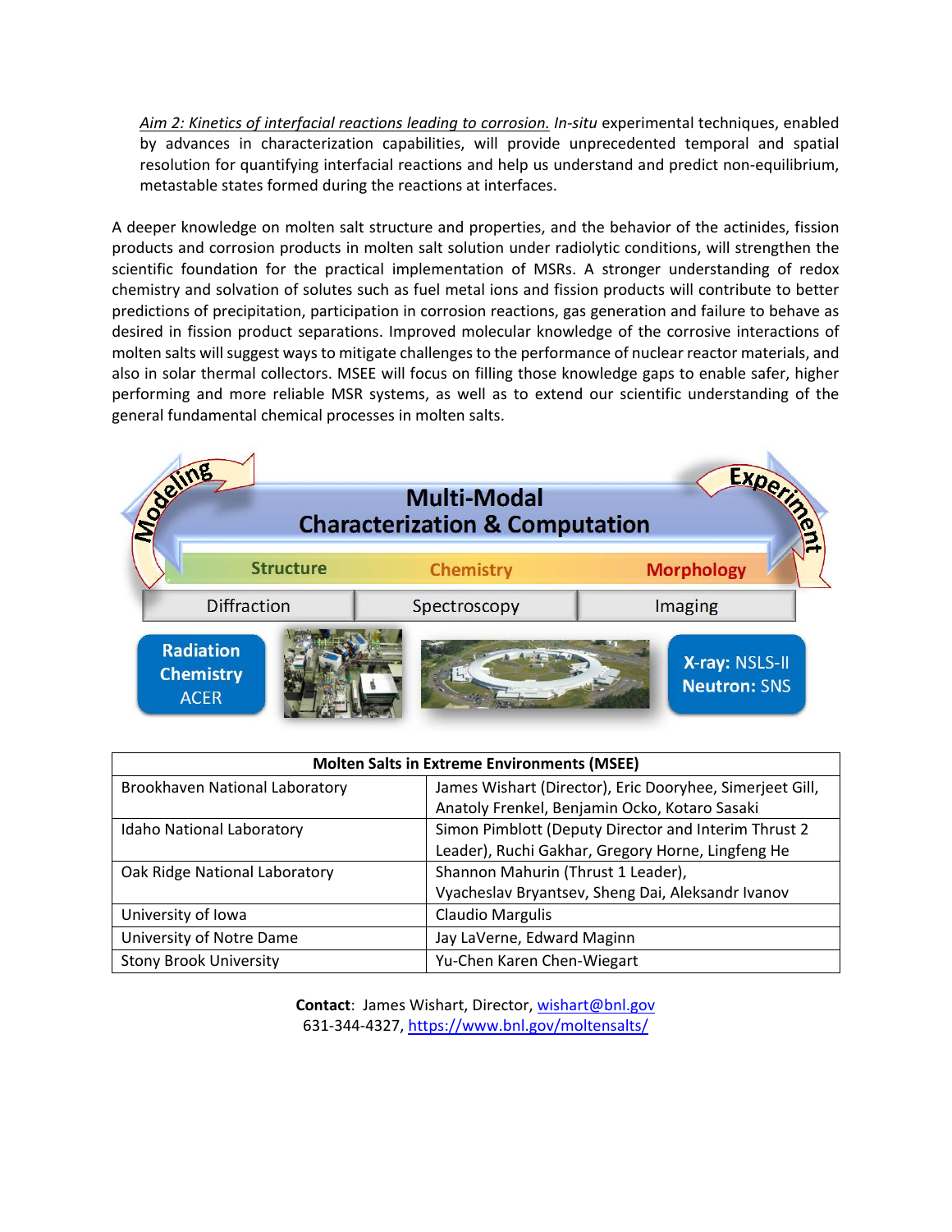*Aim 2: Kinetics of interfacial reactions leading to corrosion.* *In-situ* experimental techniques, enabled by advances in characterization capabilities, will provide unprecedented temporal and spatial resolution for quantifying interfacial reactions and help us understand and predict non-equilibrium, metastable states formed during the reactions at interfaces.

A deeper knowledge on molten salt structure and properties, and the behavior of the actinides, fission products and corrosion products in molten salt solution under radiolytic conditions, will strengthen the scientific foundation for the practical implementation of MSRs. A stronger understanding of redox chemistry and solvation of solutes such as fuel metal ions and fission products will contribute to better predictions of precipitation, participation in corrosion reactions, gas generation and failure to behave as desired in fission product separations. Improved molecular knowledge of the corrosive interactions of molten salts will suggest ways to mitigate challenges to the performance of nuclear reactor materials, and also in solar thermal collectors. MSEE will focus on filling those knowledge gaps to enable safer, higher performing and more reliable MSR systems, as well as to extend our scientific understanding of the general fundamental chemical processes in molten salts.

Modeling
Multi-Modal
Characterization & Computation
Experiment
Structure
Chemistry
Morphology
Diffraction
Spectroscopy
Imaging
Radiation Chemistry ACER
X-ray: NSLS-II
Neutron: SNS

| Molten Salts in Extreme Environments (MSEE) | |
|---|---|
| Brookhaven National Laboratory | James Wishart (Director), Eric Dooryhee, Simerjeet Gill, Anatoly Frenkel, Benjamin Ocko, Kotaro Sasaki |
| Idaho National Laboratory | Simon Pimblott (Deputy Director and Interim Thrust 2 Leader), Ruchi Gakhar, Gregory Horne, Lingfeng He |
| Oak Ridge National Laboratory | Shannon Mahurin (Thrust 1 Leader), Vyacheslav Bryantsev, Sheng Dai, Aleksandr Ivanov |
| University of Iowa | Claudio Margulis |
| University of Notre Dame | Jay LaVerne, Edward Maginn |
| Stony Brook University | Yu-Chen Karen Chen-Wiegart |

**Contact**: James Wishart, Director, wishart@bnl.gov
631-344-4327, https://www.bnl.gov/moltensalts/